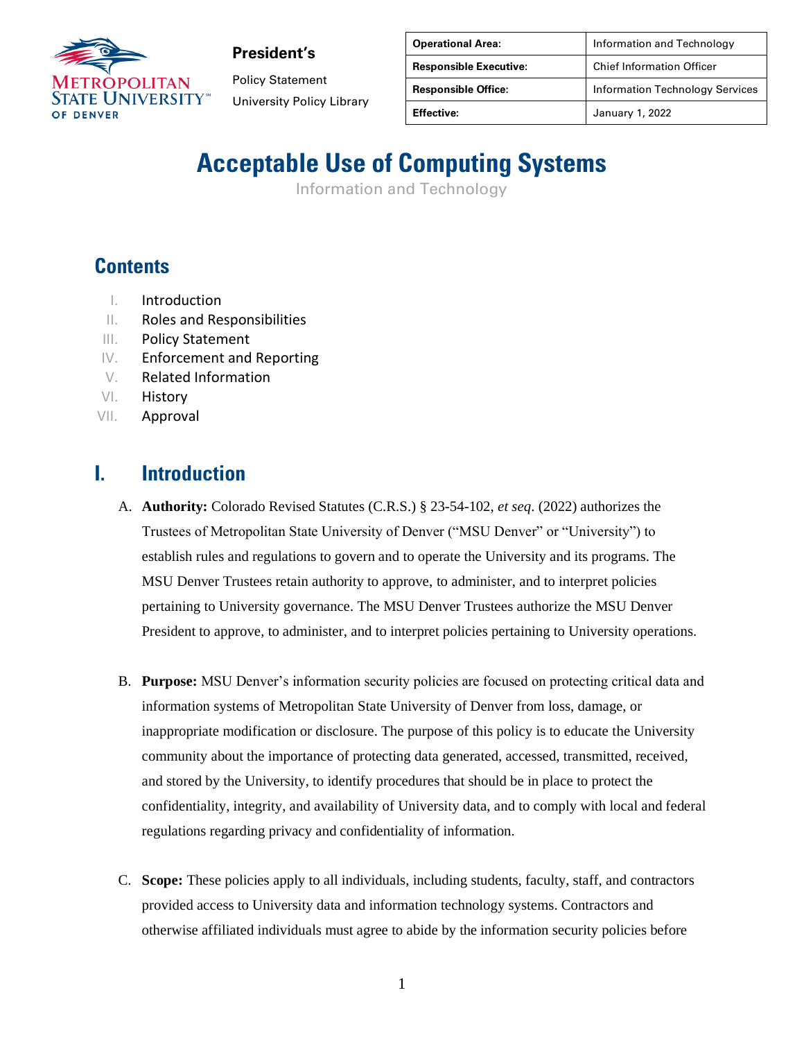**President's**

Policy Statement

University Policy Library

| Operational Area: | Information and Technology |
|---|---|
| Responsible Executive: | Chief Information Officer |
| Responsible Office: | Information Technology Services |
| Effective: | January 1, 2022 |

# Acceptable Use of Computing Systems

Information and Technology

## Contents

I. Introduction
II. Roles and Responsibilities
III. Policy Statement
IV. Enforcement and Reporting
V. Related Information
VI. History
VII. Approval

## I. Introduction

A. **Authority:** Colorado Revised Statutes (C.R.S.) § 23-54-102, *et seq*. (2022) authorizes the Trustees of Metropolitan State University of Denver ("MSU Denver" or "University") to establish rules and regulations to govern and to operate the University and its programs. The MSU Denver Trustees retain authority to approve, to administer, and to interpret policies pertaining to University governance. The MSU Denver Trustees authorize the MSU Denver President to approve, to administer, and to interpret policies pertaining to University operations.

B. **Purpose:** MSU Denver's information security policies are focused on protecting critical data and information systems of Metropolitan State University of Denver from loss, damage, or inappropriate modification or disclosure. The purpose of this policy is to educate the University community about the importance of protecting data generated, accessed, transmitted, received, and stored by the University, to identify procedures that should be in place to protect the confidentiality, integrity, and availability of University data, and to comply with local and federal regulations regarding privacy and confidentiality of information.

C. **Scope:** These policies apply to all individuals, including students, faculty, staff, and contractors provided access to University data and information technology systems. Contractors and otherwise affiliated individuals must agree to abide by the information security policies before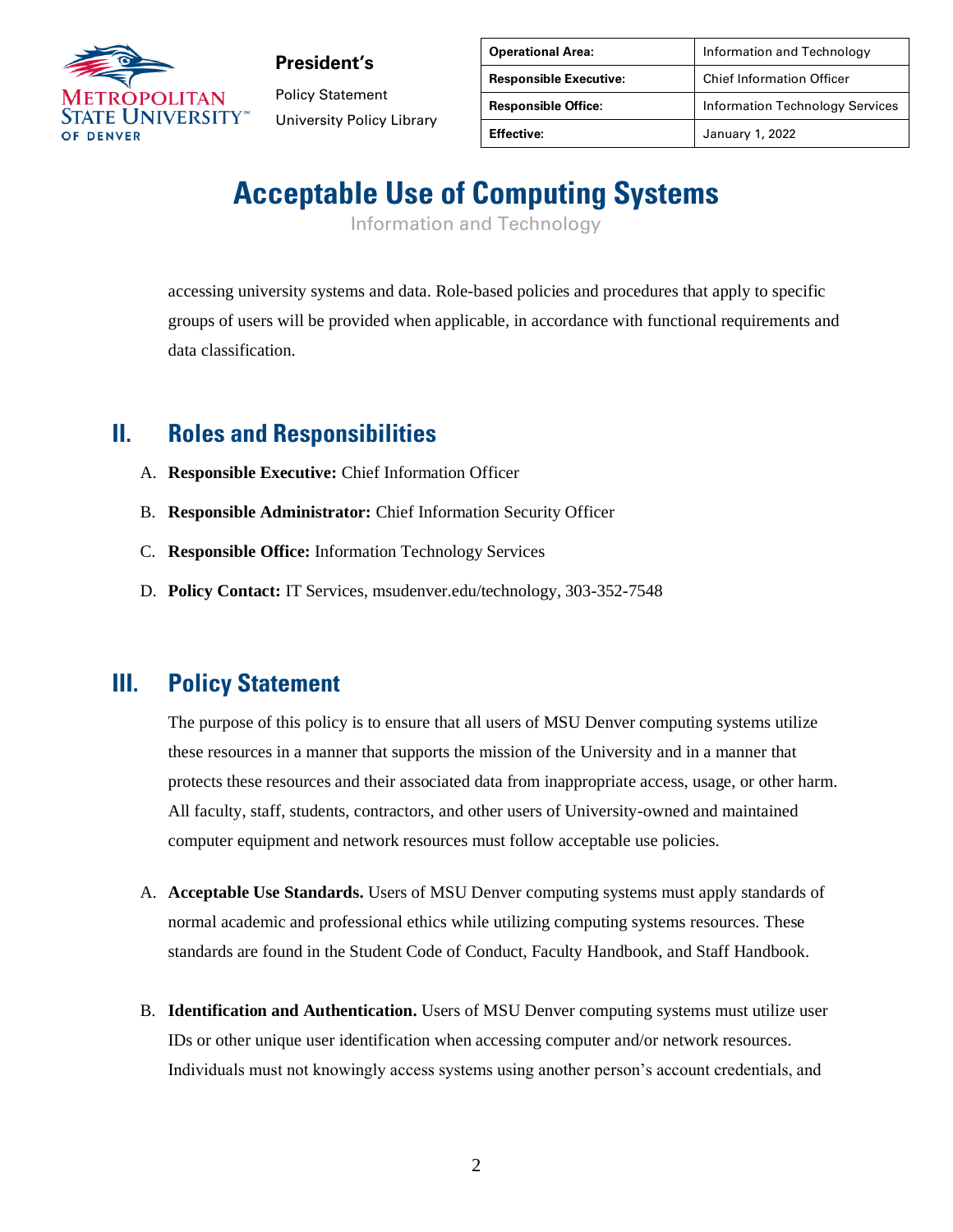accessing university systems and data. Role-based policies and procedures that apply to specific groups of users will be provided when applicable, in accordance with functional requirements and data classification.

## II. Roles and Responsibilities

A. **Responsible Executive:** Chief Information Officer

B. **Responsible Administrator:** Chief Information Security Officer

C. **Responsible Office:** Information Technology Services

D. **Policy Contact:** IT Services, msudenver.edu/technology, 303-352-7548

## III. Policy Statement

The purpose of this policy is to ensure that all users of MSU Denver computing systems utilize these resources in a manner that supports the mission of the University and in a manner that protects these resources and their associated data from inappropriate access, usage, or other harm. All faculty, staff, students, contractors, and other users of University-owned and maintained computer equipment and network resources must follow acceptable use policies.

A. **Acceptable Use Standards.** Users of MSU Denver computing systems must apply standards of normal academic and professional ethics while utilizing computing systems resources. These standards are found in the Student Code of Conduct, Faculty Handbook, and Staff Handbook.

B. **Identification and Authentication.** Users of MSU Denver computing systems must utilize user IDs or other unique user identification when accessing computer and/or network resources. Individuals must not knowingly access systems using another person's account credentials, and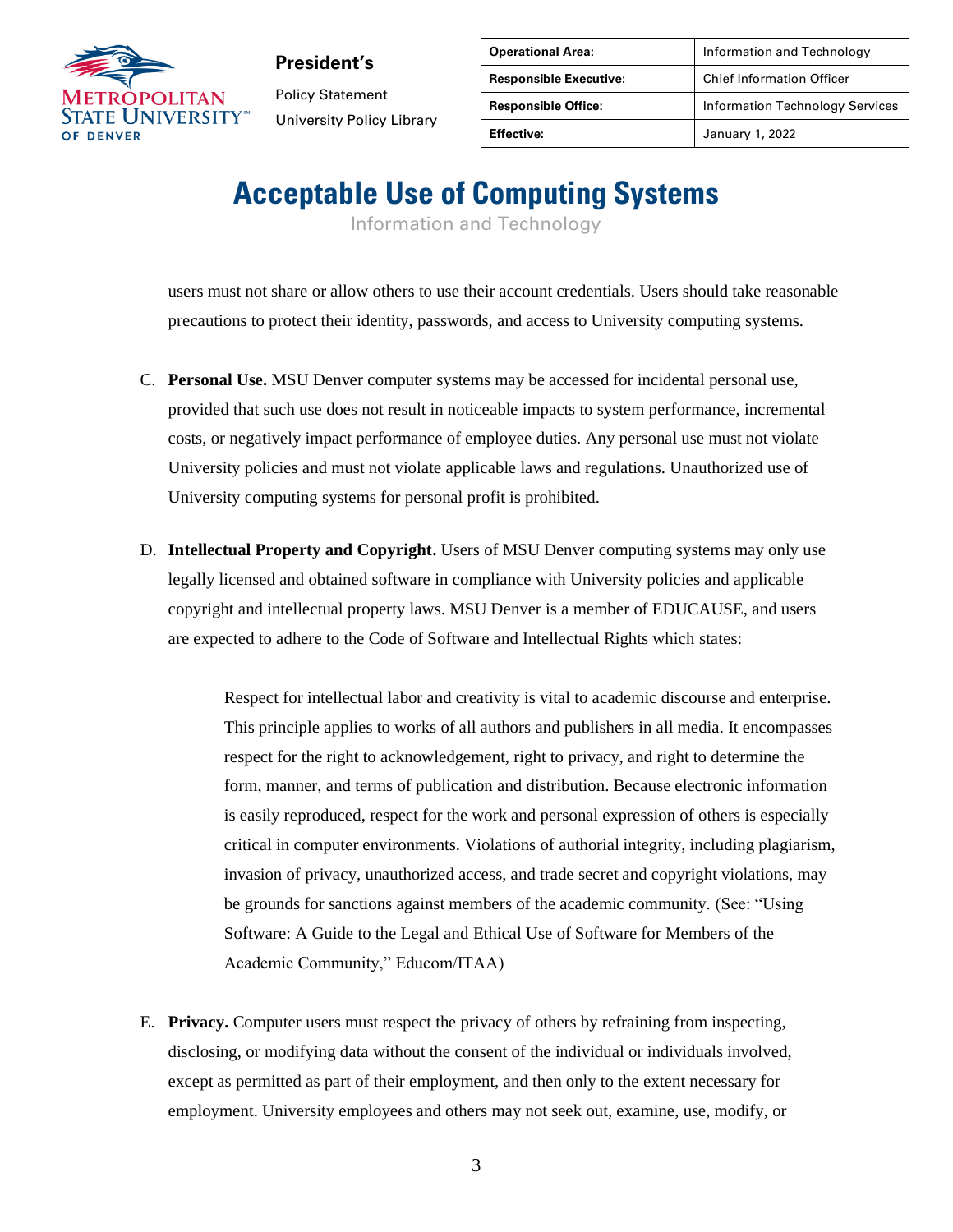users must not share or allow others to use their account credentials. Users should take reasonable precautions to protect their identity, passwords, and access to University computing systems.

C. **Personal Use.** MSU Denver computer systems may be accessed for incidental personal use, provided that such use does not result in noticeable impacts to system performance, incremental costs, or negatively impact performance of employee duties. Any personal use must not violate University policies and must not violate applicable laws and regulations. Unauthorized use of University computing systems for personal profit is prohibited.

D. **Intellectual Property and Copyright.** Users of MSU Denver computing systems may only use legally licensed and obtained software in compliance with University policies and applicable copyright and intellectual property laws. MSU Denver is a member of EDUCAUSE, and users are expected to adhere to the Code of Software and Intellectual Rights which states:

> Respect for intellectual labor and creativity is vital to academic discourse and enterprise. This principle applies to works of all authors and publishers in all media. It encompasses respect for the right to acknowledgement, right to privacy, and right to determine the form, manner, and terms of publication and distribution. Because electronic information is easily reproduced, respect for the work and personal expression of others is especially critical in computer environments. Violations of authorial integrity, including plagiarism, invasion of privacy, unauthorized access, and trade secret and copyright violations, may be grounds for sanctions against members of the academic community. (See: "Using Software: A Guide to the Legal and Ethical Use of Software for Members of the Academic Community," Educom/ITAA)

E. **Privacy.** Computer users must respect the privacy of others by refraining from inspecting, disclosing, or modifying data without the consent of the individual or individuals involved, except as permitted as part of their employment, and then only to the extent necessary for employment. University employees and others may not seek out, examine, use, modify, or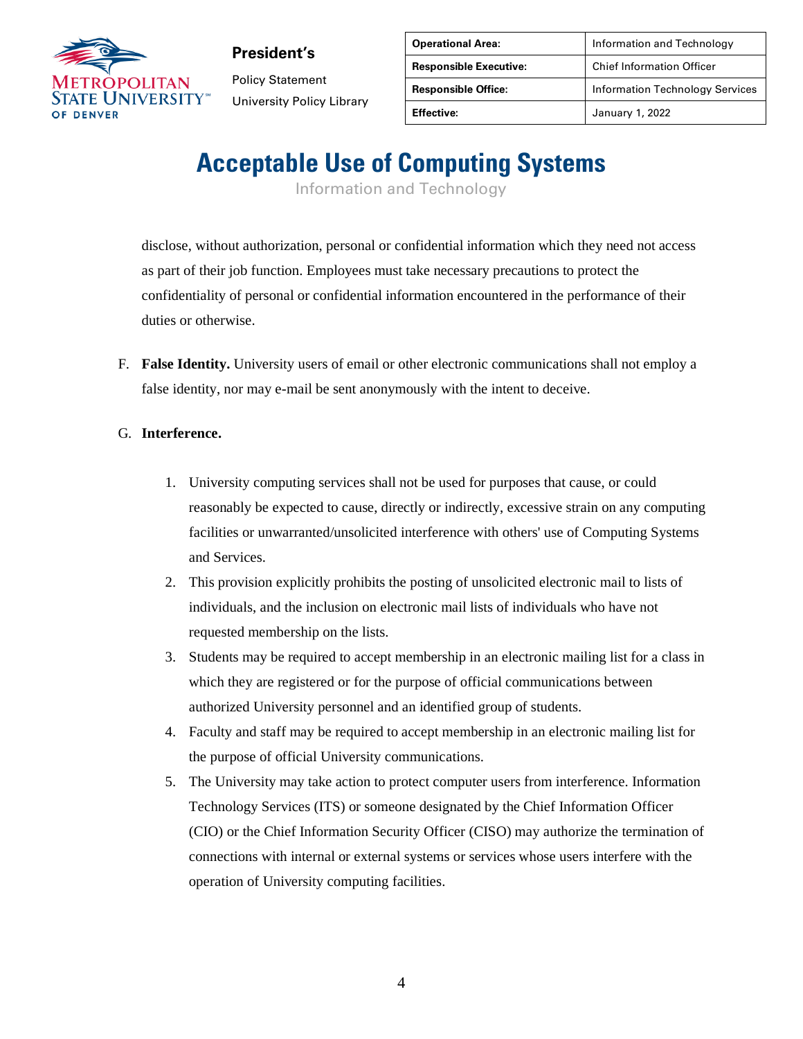disclose, without authorization, personal or confidential information which they need not access as part of their job function. Employees must take necessary precautions to protect the confidentiality of personal or confidential information encountered in the performance of their duties or otherwise.

F. **False Identity.** University users of email or other electronic communications shall not employ a false identity, nor may e-mail be sent anonymously with the intent to deceive.

G. **Interference.**

1. University computing services shall not be used for purposes that cause, or could reasonably be expected to cause, directly or indirectly, excessive strain on any computing facilities or unwarranted/unsolicited interference with others' use of Computing Systems and Services.
2. This provision explicitly prohibits the posting of unsolicited electronic mail to lists of individuals, and the inclusion on electronic mail lists of individuals who have not requested membership on the lists.
3. Students may be required to accept membership in an electronic mailing list for a class in which they are registered or for the purpose of official communications between authorized University personnel and an identified group of students.
4. Faculty and staff may be required to accept membership in an electronic mailing list for the purpose of official University communications.
5. The University may take action to protect computer users from interference. Information Technology Services (ITS) or someone designated by the Chief Information Officer (CIO) or the Chief Information Security Officer (CISO) may authorize the termination of connections with internal or external systems or services whose users interfere with the operation of University computing facilities.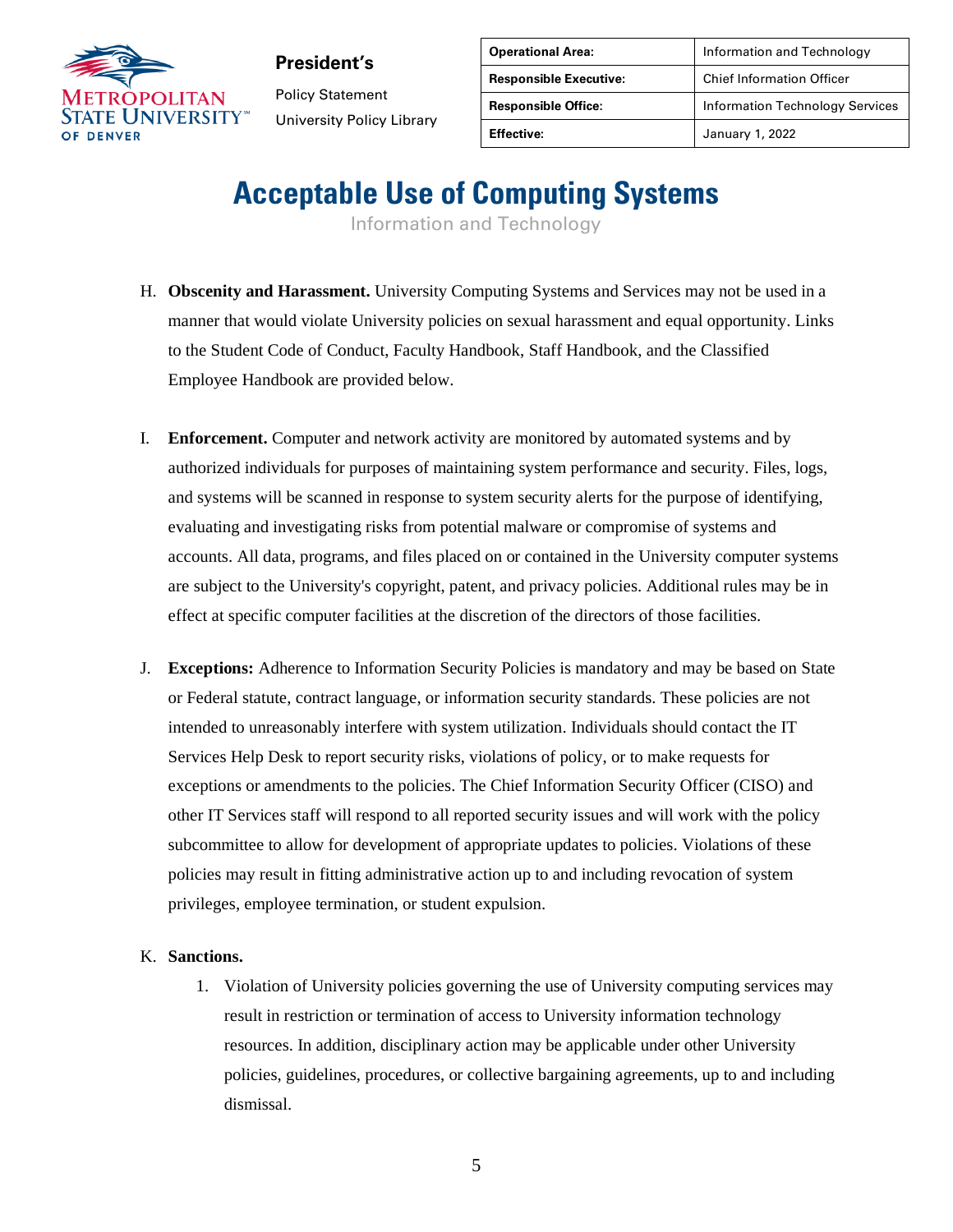H. **Obscenity and Harassment.** University Computing Systems and Services may not be used in a manner that would violate University policies on sexual harassment and equal opportunity. Links to the Student Code of Conduct, Faculty Handbook, Staff Handbook, and the Classified Employee Handbook are provided below.

I. **Enforcement.** Computer and network activity are monitored by automated systems and by authorized individuals for purposes of maintaining system performance and security. Files, logs, and systems will be scanned in response to system security alerts for the purpose of identifying, evaluating and investigating risks from potential malware or compromise of systems and accounts. All data, programs, and files placed on or contained in the University computer systems are subject to the University's copyright, patent, and privacy policies. Additional rules may be in effect at specific computer facilities at the discretion of the directors of those facilities.

J. **Exceptions:** Adherence to Information Security Policies is mandatory and may be based on State or Federal statute, contract language, or information security standards. These policies are not intended to unreasonably interfere with system utilization. Individuals should contact the IT Services Help Desk to report security risks, violations of policy, or to make requests for exceptions or amendments to the policies. The Chief Information Security Officer (CISO) and other IT Services staff will respond to all reported security issues and will work with the policy subcommittee to allow for development of appropriate updates to policies. Violations of these policies may result in fitting administrative action up to and including revocation of system privileges, employee termination, or student expulsion.

K. **Sanctions.**

1. Violation of University policies governing the use of University computing services may result in restriction or termination of access to University information technology resources. In addition, disciplinary action may be applicable under other University policies, guidelines, procedures, or collective bargaining agreements, up to and including dismissal.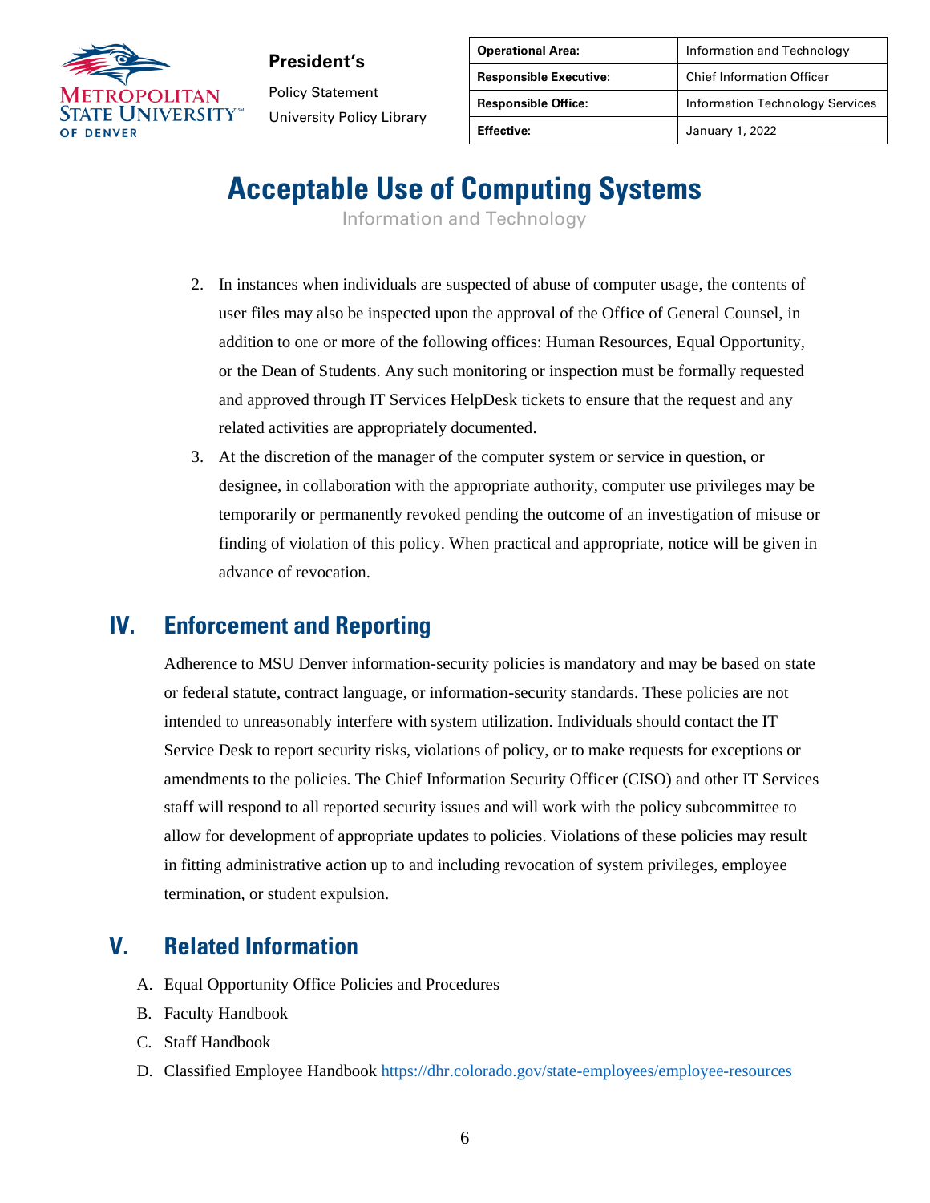2. In instances when individuals are suspected of abuse of computer usage, the contents of user files may also be inspected upon the approval of the Office of General Counsel, in addition to one or more of the following offices: Human Resources, Equal Opportunity, or the Dean of Students. Any such monitoring or inspection must be formally requested and approved through IT Services HelpDesk tickets to ensure that the request and any related activities are appropriately documented.
3. At the discretion of the manager of the computer system or service in question, or designee, in collaboration with the appropriate authority, computer use privileges may be temporarily or permanently revoked pending the outcome of an investigation of misuse or finding of violation of this policy. When practical and appropriate, notice will be given in advance of revocation.

## IV. Enforcement and Reporting

Adherence to MSU Denver information-security policies is mandatory and may be based on state or federal statute, contract language, or information-security standards. These policies are not intended to unreasonably interfere with system utilization. Individuals should contact the IT Service Desk to report security risks, violations of policy, or to make requests for exceptions or amendments to the policies. The Chief Information Security Officer (CISO) and other IT Services staff will respond to all reported security issues and will work with the policy subcommittee to allow for development of appropriate updates to policies. Violations of these policies may result in fitting administrative action up to and including revocation of system privileges, employee termination, or student expulsion.

## V. Related Information

A. Equal Opportunity Office Policies and Procedures
B. Faculty Handbook
C. Staff Handbook
D. Classified Employee Handbook https://dhr.colorado.gov/state-employees/employee-resources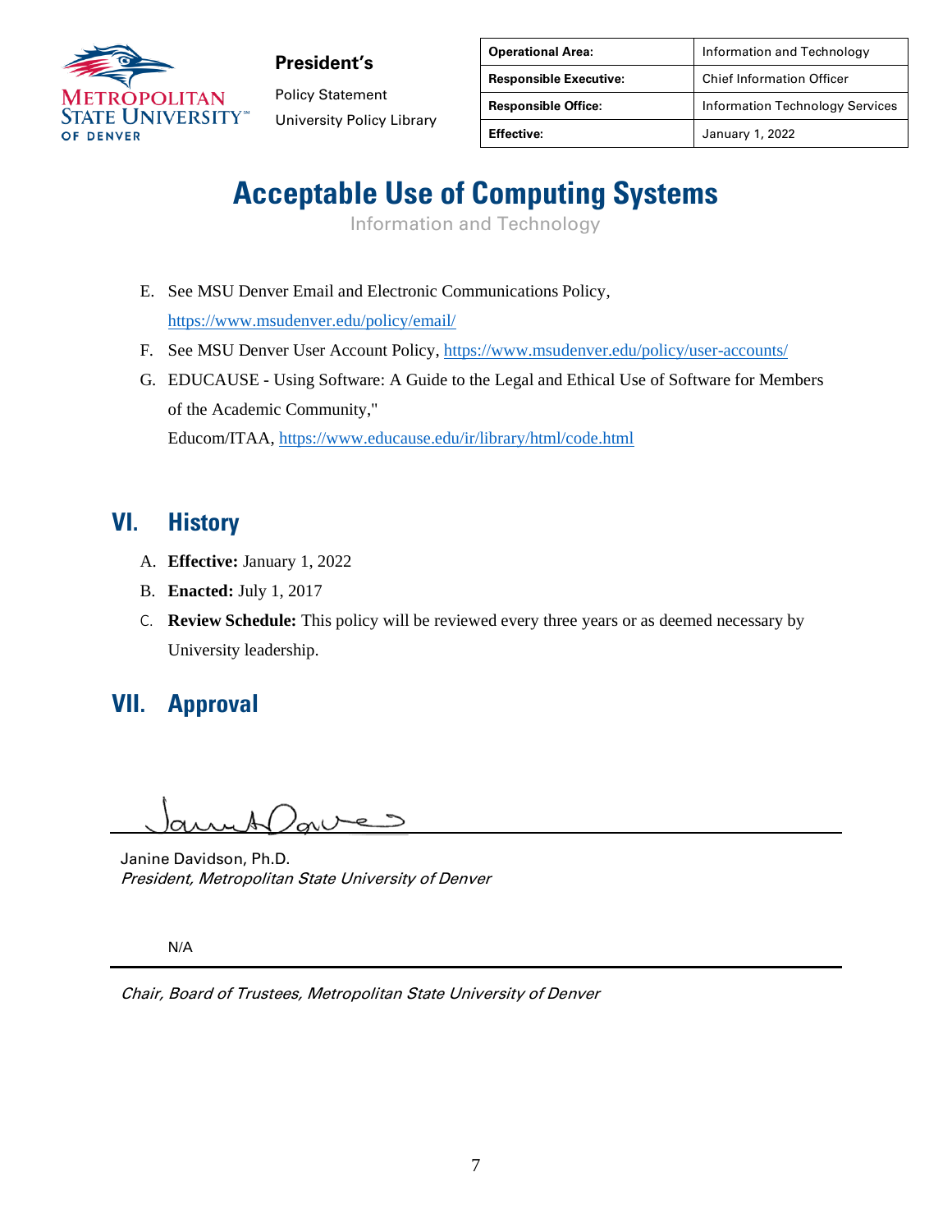E. See MSU Denver Email and Electronic Communications Policy, https://www.msudenver.edu/policy/email/
F. See MSU Denver User Account Policy, https://www.msudenver.edu/policy/user-accounts/
G. EDUCAUSE - Using Software: A Guide to the Legal and Ethical Use of Software for Members of the Academic Community," Educom/ITAA, https://www.educause.edu/ir/library/html/code.html

## VI. History

A. **Effective:** January 1, 2022
B. **Enacted:** July 1, 2017
C. **Review Schedule:** This policy will be reviewed every three years or as deemed necessary by University leadership.

## VII. Approval

Janine Davidson, Ph.D.
*President, Metropolitan State University of Denver*

N/A

*Chair, Board of Trustees, Metropolitan State University of Denver*